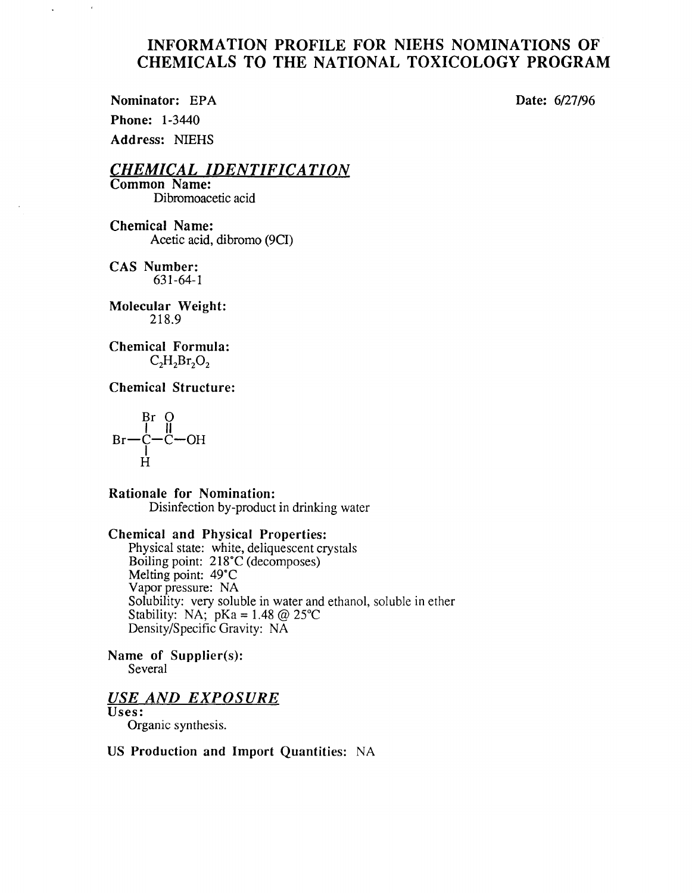# INFORMATION PROFILE FOR NIEHS NOMINATIONS OF CHEMICALS TO THE NATIONAL TOXICOLOGY PROGRAM

**Nominator:** EPA

**Date:** 6/27/96

**Phone:** 1-3440

**Address:** NIEHS

## *CHEMICAL IDENTIFICATION*

**Common Name:**
Dibromoacetic acid

**Chemical Name:**
Acetic acid, dibromo (9CI)

**CAS Number:**
631-64-1

**Molecular Weight:**
218.9

**Chemical Formula:**
$C_2H_2Br_2O_2$

**Chemical Structure:**

```
    Br O
    |  ||
Br—C—C—OH
    |
    H
```

**Rationale for Nomination:**
Disinfection by-product in drinking water

**Chemical and Physical Properties:**
Physical state: white, deliquescent crystals
Boiling point: 218°C (decomposes)
Melting point: 49°C
Vapor pressure: NA
Solubility: very soluble in water and ethanol, soluble in ether
Stability: NA; pKa = 1.48 @ 25°C
Density/Specific Gravity: NA

**Name of Supplier(s):**
Several

## *USE AND EXPOSURE*

**Uses:**
Organic synthesis.

**US Production and Import Quantities:** NA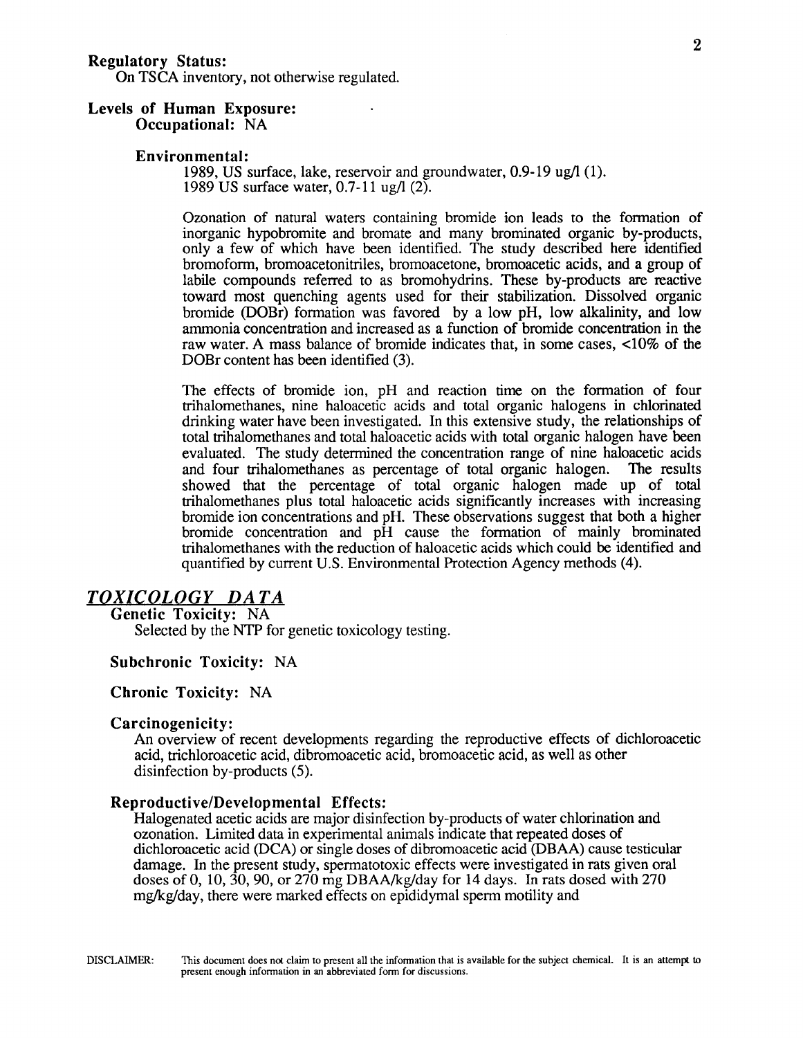**Regulatory Status:**
On TSCA inventory, not otherwise regulated.

**Levels of Human Exposure:**

**Occupational:** NA

**Environmental:**

1989, US surface, lake, reservoir and groundwater, 0.9-19 ug/l (1).
1989 US surface water, 0.7-11 ug/l (2).

Ozonation of natural waters containing bromide ion leads to the formation of inorganic hypobromite and bromate and many brominated organic by-products, only a few of which have been identified. The study described here identified bromoform, bromoacetonitriles, bromoacetone, bromoacetic acids, and a group of labile compounds referred to as bromohydrins. These by-products are reactive toward most quenching agents used for their stabilization. Dissolved organic bromide (DOBr) formation was favored by a low pH, low alkalinity, and low ammonia concentration and increased as a function of bromide concentration in the raw water. A mass balance of bromide indicates that, in some cases, <10% of the DOBr content has been identified (3).

The effects of bromide ion, pH and reaction time on the formation of four trihalomethanes, nine haloacetic acids and total organic halogens in chlorinated drinking water have been investigated. In this extensive study, the relationships of total trihalomethanes and total haloacetic acids with total organic halogen have been evaluated. The study determined the concentration range of nine haloacetic acids and four trihalomethanes as percentage of total organic halogen. The results showed that the percentage of total organic halogen made up of total trihalomethanes plus total haloacetic acids significantly increases with increasing bromide ion concentrations and pH. These observations suggest that both a higher bromide concentration and pH cause the formation of mainly brominated trihalomethanes with the reduction of haloacetic acids which could be identified and quantified by current U.S. Environmental Protection Agency methods (4).

## *TOXICOLOGY DATA*

**Genetic Toxicity:** NA
Selected by the NTP for genetic toxicology testing.

**Subchronic Toxicity:** NA

**Chronic Toxicity:** NA

**Carcinogenicity:**
An overview of recent developments regarding the reproductive effects of dichloroacetic acid, trichloroacetic acid, dibromoacetic acid, bromoacetic acid, as well as other disinfection by-products (5).

**Reproductive/Developmental Effects:**
Halogenated acetic acids are major disinfection by-products of water chlorination and ozonation. Limited data in experimental animals indicate that repeated doses of dichloroacetic acid (DCA) or single doses of dibromoacetic acid (DBAA) cause testicular damage. In the present study, spermatotoxic effects were investigated in rats given oral doses of 0, 10, 30, 90, or 270 mg DBAA/kg/day for 14 days. In rats dosed with 270 mg/kg/day, there were marked effects on epididymal sperm motility and

DISCLAIMER: This document does not claim to present all the information that is available for the subject chemical. It is an attempt to present enough information in an abbreviated form for discussions.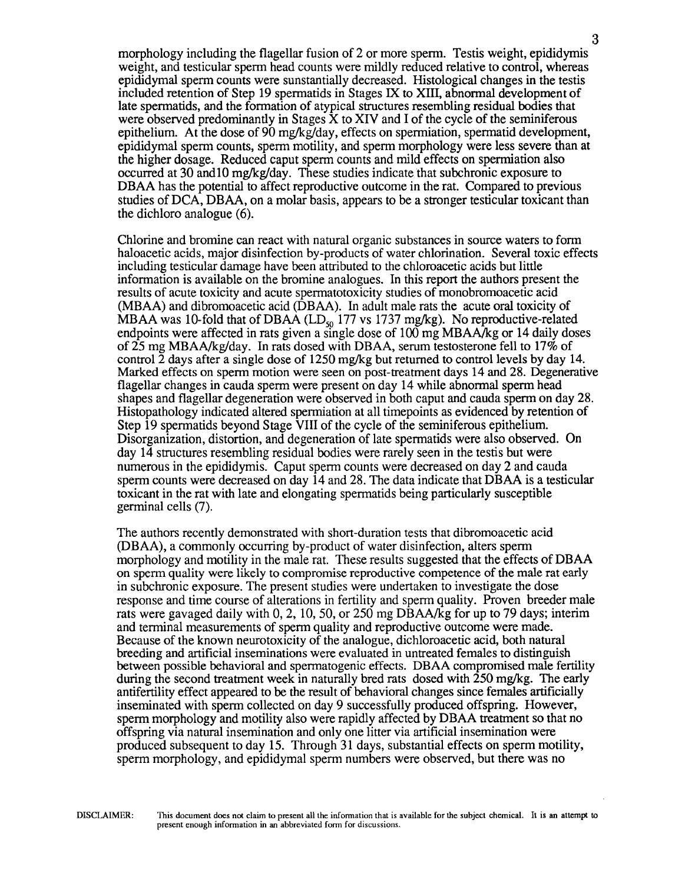morphology including the flagellar fusion of 2 or more sperm. Testis weight, epididymis weight, and testicular sperm head counts were mildly reduced relative to control, whereas epididymal sperm counts were sunstantially decreased. Histological changes in the testis included retention of Step 19 spermatids in Stages IX to XIII, abnormal development of late spermatids, and the formation of atypical structures resembling residual bodies that were observed predominantly in Stages X to XIV and I of the cycle of the seminiferous epithelium. At the dose of 90 mg/kg/day, effects on spermiation, spermatid development, epididymal sperm counts, sperm motility, and sperm morphology were less severe than at the higher dosage. Reduced caput sperm counts and mild effects on spermiation also occurred at 30 and10 mg/kg/day. These studies indicate that subchronic exposure to DBAA has the potential to affect reproductive outcome in the rat. Compared to previous studies of DCA, DBAA, on a molar basis, appears to be a stronger testicular toxicant than the dichloro analogue (6).

Chlorine and bromine can react with natural organic substances in source waters to form haloacetic acids, major disinfection by-products of water chlorination. Several toxic effects including testicular damage have been attributed to the chloroacetic acids but little information is available on the bromine analogues. In this report the authors present the results of acute toxicity and acute spermatotoxicity studies of monobromoacetic acid (MBAA) and dibromoacetic acid (DBAA). In adult male rats the acute oral toxicity of MBAA was 10-fold that of DBAA ($LD_{50}$ 177 vs 1737 mg/kg). No reproductive-related endpoints were affected in rats given a single dose of 100 mg MBAA/kg or 14 daily doses of 25 mg MBAA/kg/day. In rats dosed with DBAA, serum testosterone fell to 17% of control 2 days after a single dose of 1250 mg/kg but returned to control levels by day 14. Marked effects on sperm motion were seen on post-treatment days 14 and 28. Degenerative flagellar changes in cauda sperm were present on day 14 while abnormal sperm head shapes and flagellar degeneration were observed in both caput and cauda sperm on day 28. Histopathology indicated altered spermiation at all timepoints as evidenced by retention of Step 19 spermatids beyond Stage VIII of the cycle of the seminiferous epithelium. Disorganization, distortion, and degeneration of late spermatids were also observed. On day 14 structures resembling residual bodies were rarely seen in the testis but were numerous in the epididymis. Caput sperm counts were decreased on day 2 and cauda sperm counts were decreased on day 14 and 28. The data indicate that DBAA is a testicular toxicant in the rat with late and elongating spermatids being particularly susceptible germinal cells (7).

The authors recently demonstrated with short-duration tests that dibromoacetic acid (DBAA), a commonly occurring by-product of water disinfection, alters sperm morphology and motility in the male rat. These results suggested that the effects of DBAA on sperm quality were likely to compromise reproductive competence of the male rat early in subchronic exposure. The present studies were undertaken to investigate the dose response and time course of alterations in fertility and sperm quality. Proven breeder male rats were gavaged daily with 0, 2, 10, 50, or 250 mg DBAA/kg for up to 79 days; interim and terminal measurements of sperm quality and reproductive outcome were made. Because of the known neurotoxicity of the analogue, dichloroacetic acid, both natural breeding and artificial inseminations were evaluated in untreated females to distinguish between possible behavioral and spermatogenic effects. DBAA compromised male fertility during the second treatment week in naturally bred rats dosed with 250 mg/kg. The early antifertility effect appeared to be the result of behavioral changes since females artificially inseminated with sperm collected on day 9 successfully produced offspring. However, sperm morphology and motility also were rapidly affected by DBAA treatment so that no offspring via natural insemination and only one litter via artificial insemination were produced subsequent to day 15. Through 31 days, substantial effects on sperm motility, sperm morphology, and epididymal sperm numbers were observed, but there was no

DISCLAIMER: This document does not claim to present all the information that is available for the subject chemical. It is an attempt to present enough information in an abbreviated form for discussions.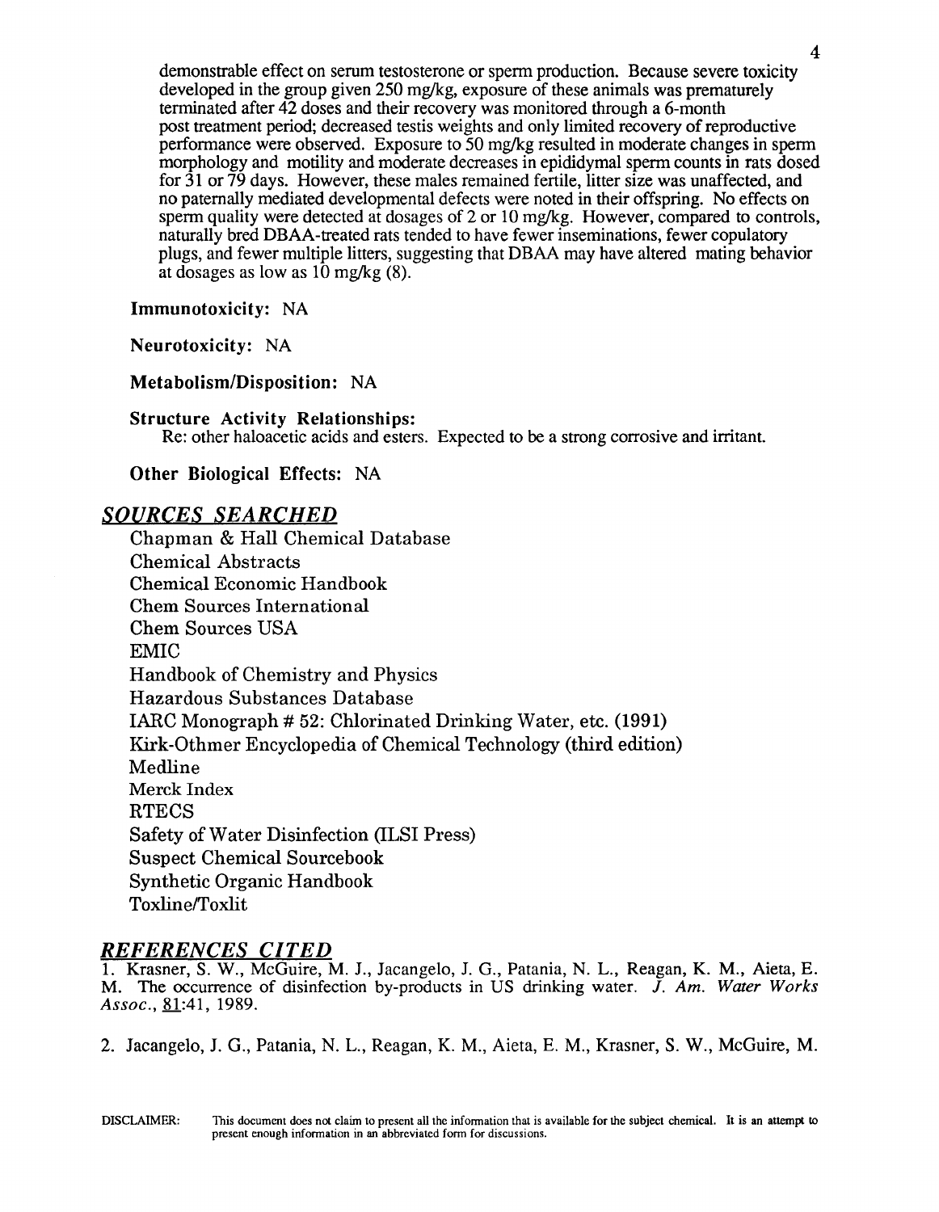demonstrable effect on serum testosterone or sperm production. Because severe toxicity developed in the group given 250 mg/kg, exposure of these animals was prematurely terminated after 42 doses and their recovery was monitored through a 6-month post treatment period; decreased testis weights and only limited recovery of reproductive performance were observed. Exposure to 50 mg/kg resulted in moderate changes in sperm morphology and motility and moderate decreases in epididymal sperm counts in rats dosed for 31 or 79 days. However, these males remained fertile, litter size was unaffected, and no paternally mediated developmental defects were noted in their offspring. No effects on sperm quality were detected at dosages of 2 or 10 mg/kg. However, compared to controls, naturally bred DBAA-treated rats tended to have fewer inseminations, fewer copulatory plugs, and fewer multiple litters, suggesting that DBAA may have altered mating behavior at dosages as low as 10 mg/kg (8).

**Immunotoxicity:** NA

**Neurotoxicity:** NA

**Metabolism/Disposition:** NA

**Structure Activity Relationships:**
Re: other haloacetic acids and esters. Expected to be a strong corrosive and irritant.

**Other Biological Effects:** NA

## *SOURCES SEARCHED*

Chapman & Hall Chemical Database
Chemical Abstracts
Chemical Economic Handbook
Chem Sources International
Chem Sources USA
EMIC
Handbook of Chemistry and Physics
Hazardous Substances Database
IARC Monograph # 52: Chlorinated Drinking Water, etc. (1991)
Kirk-Othmer Encyclopedia of Chemical Technology (third edition)
Medline
Merck Index
RTECS
Safety of Water Disinfection (ILSI Press)
Suspect Chemical Sourcebook
Synthetic Organic Handbook
Toxline/Toxlit

## *REFERENCES CITED*

1. Krasner, S. W., McGuire, M. J., Jacangelo, J. G., Patania, N. L., Reagan, K. M., Aieta, E. M. The occurrence of disinfection by-products in US drinking water. *J. Am. Water Works Assoc.*, 81:41, 1989.

2. Jacangelo, J. G., Patania, N. L., Reagan, K. M., Aieta, E. M., Krasner, S. W., McGuire, M.

DISCLAIMER: This document does not claim to present all the information that is available for the subject chemical. It is an attempt to present enough information in an abbreviated form for discussions.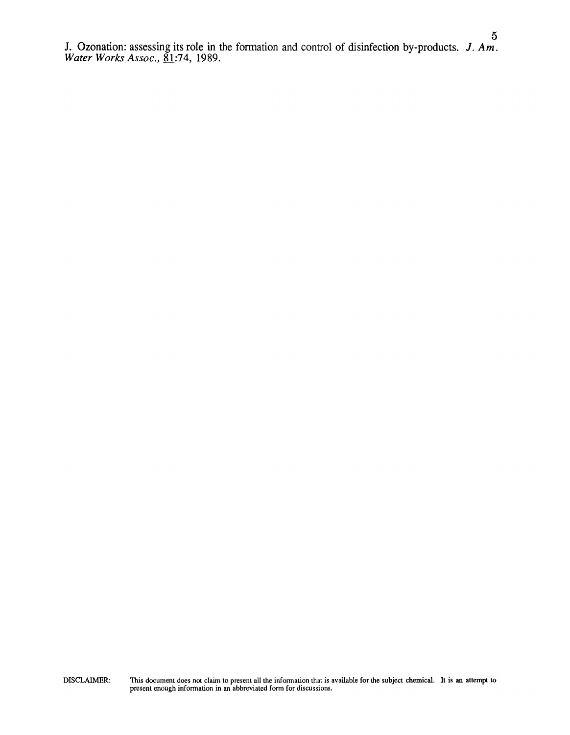J. Ozonation: assessing its role in the formation and control of disinfection by-products. *J. Am. Water Works Assoc.*, 81:74, 1989.

DISCLAIMER: This document does not claim to present all the information that is available for the subject chemical. It is an attempt to present enough information in an abbreviated form for discussions.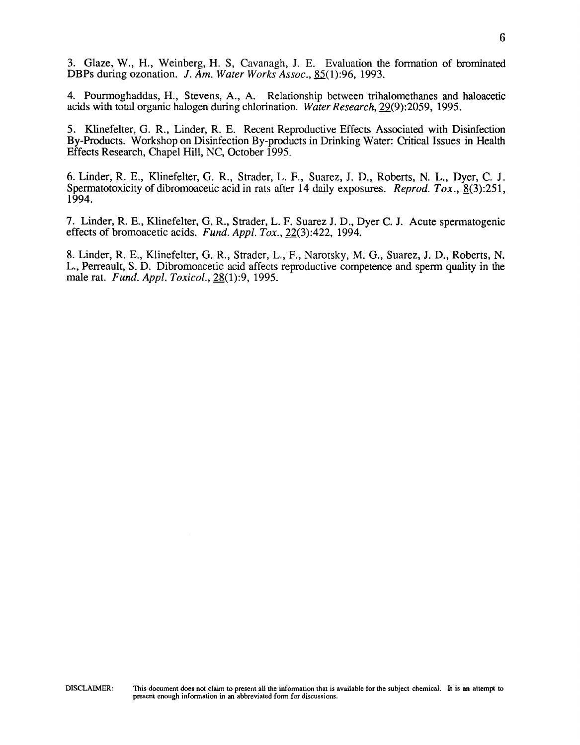3. Glaze, W., H., Weinberg, H. S, Cavanagh, J. E. Evaluation the formation of brominated DBPs during ozonation. *J. Am. Water Works Assoc.*, 85(1):96, 1993.

4. Pourmoghaddas, H., Stevens, A., A. Relationship between trihalomethanes and haloacetic acids with total organic halogen during chlorination. *Water Research*, 29(9):2059, 1995.

5. Klinefelter, G. R., Linder, R. E. Recent Reproductive Effects Associated with Disinfection By-Products. Workshop on Disinfection By-products in Drinking Water: Critical Issues in Health Effects Research, Chapel Hill, NC, October 1995.

6. Linder, R. E., Klinefelter, G. R., Strader, L. F., Suarez, J. D., Roberts, N. L., Dyer, C. J. Spermatotoxicity of dibromoacetic acid in rats after 14 daily exposures. *Reprod. Tox.*, 8(3):251, 1994.

7. Linder, R. E., Klinefelter, G. R., Strader, L. F. Suarez J. D., Dyer C. J. Acute spermatogenic effects of bromoacetic acids. *Fund. Appl. Tox.*, 22(3):422, 1994.

8. Linder, R. E., Klinefelter, G. R., Strader, L., F., Narotsky, M. G., Suarez, J. D., Roberts, N. L., Perreault, S. D. Dibromoacetic acid affects reproductive competence and sperm quality in the male rat. *Fund. Appl. Toxicol.*, 28(1):9, 1995.

DISCLAIMER: This document does not claim to present all the information that is available for the subject chemical. It is an attempt to present enough information in an abbreviated form for discussions.